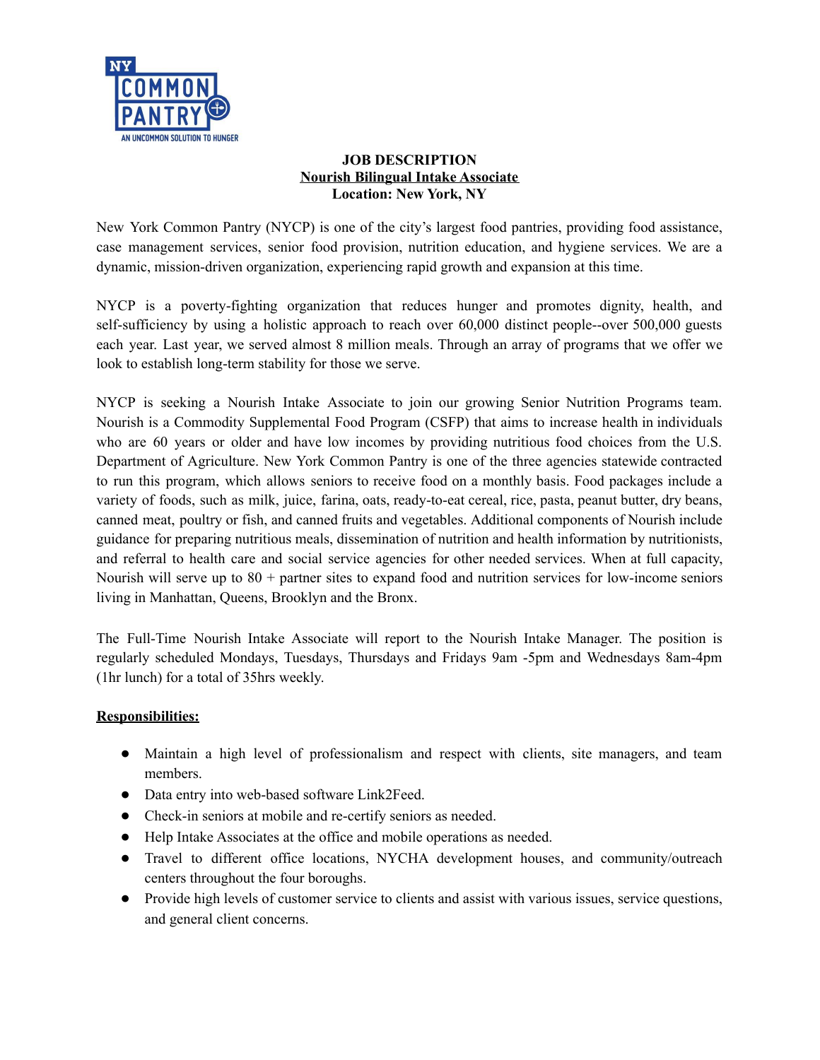**JOB DESCRIPTION**

**Nourish Bilingual Intake Associate**

**Location: New York, NY**

New York Common Pantry (NYCP) is one of the city's largest food pantries, providing food assistance, case management services, senior food provision, nutrition education, and hygiene services. We are a dynamic, mission-driven organization, experiencing rapid growth and expansion at this time.

NYCP is a poverty-fighting organization that reduces hunger and promotes dignity, health, and self-sufficiency by using a holistic approach to reach over 60,000 distinct people--over 500,000 guests each year. Last year, we served almost 8 million meals. Through an array of programs that we offer we look to establish long-term stability for those we serve.

NYCP is seeking a Nourish Intake Associate to join our growing Senior Nutrition Programs team. Nourish is a Commodity Supplemental Food Program (CSFP) that aims to increase health in individuals who are 60 years or older and have low incomes by providing nutritious food choices from the U.S. Department of Agriculture. New York Common Pantry is one of the three agencies statewide contracted to run this program, which allows seniors to receive food on a monthly basis. Food packages include a variety of foods, such as milk, juice, farina, oats, ready-to-eat cereal, rice, pasta, peanut butter, dry beans, canned meat, poultry or fish, and canned fruits and vegetables. Additional components of Nourish include guidance for preparing nutritious meals, dissemination of nutrition and health information by nutritionists, and referral to health care and social service agencies for other needed services. When at full capacity, Nourish will serve up to 80 + partner sites to expand food and nutrition services for low-income seniors living in Manhattan, Queens, Brooklyn and the Bronx.

The Full-Time Nourish Intake Associate will report to the Nourish Intake Manager. The position is regularly scheduled Mondays, Tuesdays, Thursdays and Fridays 9am -5pm and Wednesdays 8am-4pm (1hr lunch) for a total of 35hrs weekly.

**Responsibilities:**

- Maintain a high level of professionalism and respect with clients, site managers, and team members.
- Data entry into web-based software Link2Feed.
- Check-in seniors at mobile and re-certify seniors as needed.
- Help Intake Associates at the office and mobile operations as needed.
- Travel to different office locations, NYCHA development houses, and community/outreach centers throughout the four boroughs.
- Provide high levels of customer service to clients and assist with various issues, service questions, and general client concerns.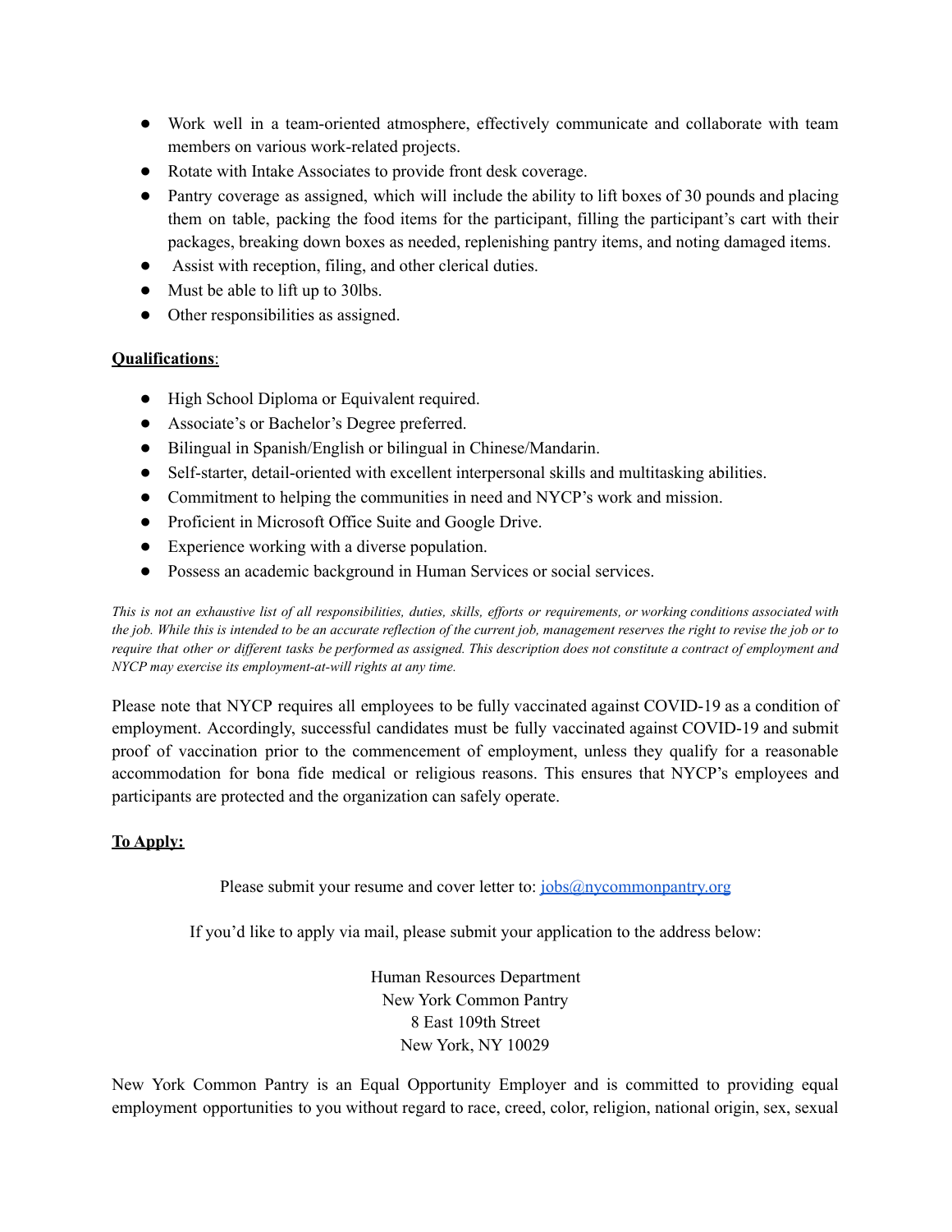- Work well in a team-oriented atmosphere, effectively communicate and collaborate with team members on various work-related projects.
- Rotate with Intake Associates to provide front desk coverage.
- Pantry coverage as assigned, which will include the ability to lift boxes of 30 pounds and placing them on table, packing the food items for the participant, filling the participant's cart with their packages, breaking down boxes as needed, replenishing pantry items, and noting damaged items.
- Assist with reception, filing, and other clerical duties.
- Must be able to lift up to 30lbs.
- Other responsibilities as assigned.

**Qualifications**:

- High School Diploma or Equivalent required.
- Associate's or Bachelor's Degree preferred.
- Bilingual in Spanish/English or bilingual in Chinese/Mandarin.
- Self-starter, detail-oriented with excellent interpersonal skills and multitasking abilities.
- Commitment to helping the communities in need and NYCP's work and mission.
- Proficient in Microsoft Office Suite and Google Drive.
- Experience working with a diverse population.
- Possess an academic background in Human Services or social services.

*This is not an exhaustive list of all responsibilities, duties, skills, efforts or requirements, or working conditions associated with the job. While this is intended to be an accurate reflection of the current job, management reserves the right to revise the job or to require that other or different tasks be performed as assigned. This description does not constitute a contract of employment and NYCP may exercise its employment-at-will rights at any time.*

Please note that NYCP requires all employees to be fully vaccinated against COVID-19 as a condition of employment. Accordingly, successful candidates must be fully vaccinated against COVID-19 and submit proof of vaccination prior to the commencement of employment, unless they qualify for a reasonable accommodation for bona fide medical or religious reasons. This ensures that NYCP's employees and participants are protected and the organization can safely operate.

**To Apply:**

Please submit your resume and cover letter to: jobs@nycommonpantry.org

If you'd like to apply via mail, please submit your application to the address below:

Human Resources Department
New York Common Pantry
8 East 109th Street
New York, NY 10029

New York Common Pantry is an Equal Opportunity Employer and is committed to providing equal employment opportunities to you without regard to race, creed, color, religion, national origin, sex, sexual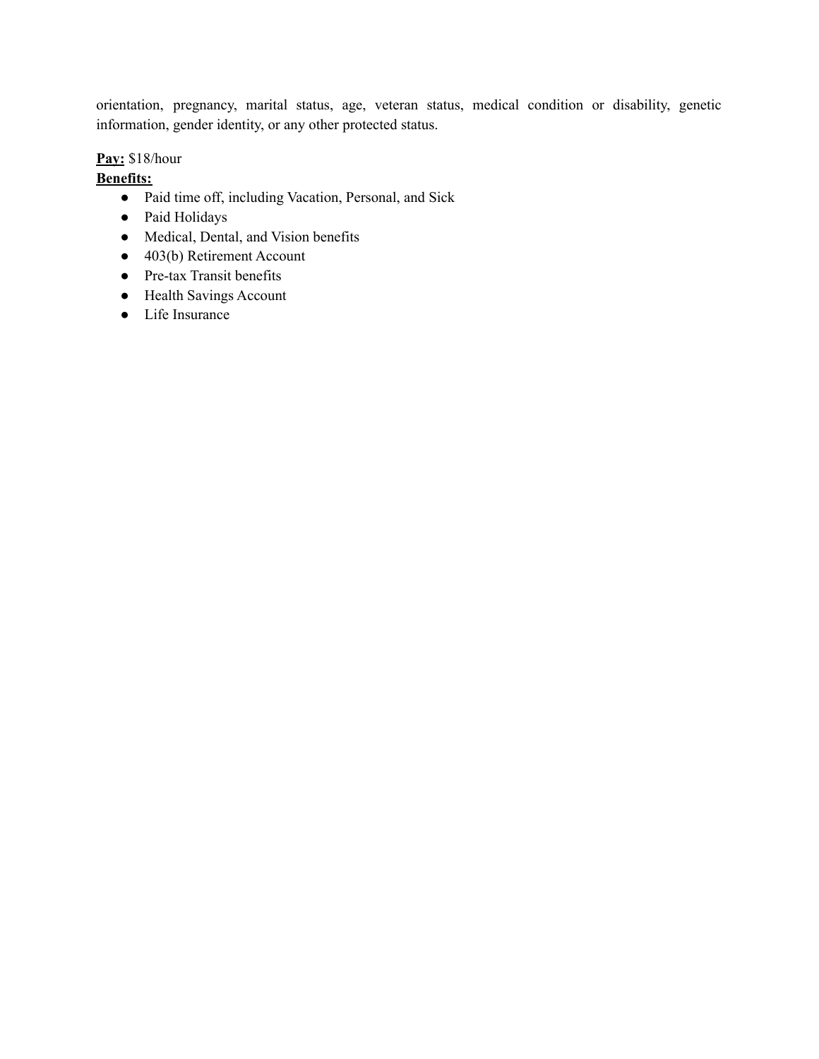orientation, pregnancy, marital status, age, veteran status, medical condition or disability, genetic information, gender identity, or any other protected status.

**Pay:** $18/hour

**Benefits:**

- Paid time off, including Vacation, Personal, and Sick
- Paid Holidays
- Medical, Dental, and Vision benefits
- 403(b) Retirement Account
- Pre-tax Transit benefits
- Health Savings Account
- Life Insurance